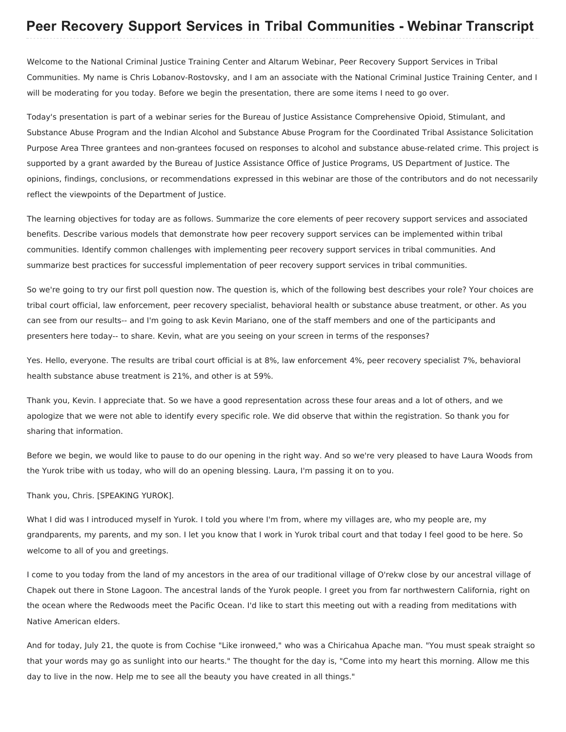# Peer Recovery Support Services in Tribal Communities - Webinar Transcript

Welcome to the National Criminal Justice Training Center and Altarum Webinar, Peer Recovery Support Services in Tribal Communities. My name is Chris Lobanov-Rostovsky, and I am an associate with the National Criminal Justice Training Center, and I will be moderating for you today. Before we begin the presentation, there are some items I need to go over.

Today's presentation is part of a webinar series for the Bureau of Justice Assistance Comprehensive Opioid, Stimulant, and Substance Abuse Program and the Indian Alcohol and Substance Abuse Program for the Coordinated Tribal Assistance Solicitation Purpose Area Three grantees and non-grantees focused on responses to alcohol and substance abuse-related crime. This project is supported by a grant awarded by the Bureau of Justice Assistance Office of Justice Programs, US Department of Justice. The opinions, findings, conclusions, or recommendations expressed in this webinar are those of the contributors and do not necessarily reflect the viewpoints of the Department of Justice.

The learning objectives for today are as follows. Summarize the core elements of peer recovery support services and associated benefits. Describe various models that demonstrate how peer recovery support services can be implemented within tribal communities. Identify common challenges with implementing peer recovery support services in tribal communities. And summarize best practices for successful implementation of peer recovery support services in tribal communities.

So we're going to try our first poll question now. The question is, which of the following best describes your role? Your choices are tribal court official, law enforcement, peer recovery specialist, behavioral health or substance abuse treatment, or other. As you can see from our results-- and I'm going to ask Kevin Mariano, one of the staff members and one of the participants and presenters here today-- to share. Kevin, what are you seeing on your screen in terms of the responses?

Yes. Hello, everyone. The results are tribal court official is at 8%, law enforcement 4%, peer recovery specialist 7%, behavioral health substance abuse treatment is 21%, and other is at 59%.

Thank you, Kevin. I appreciate that. So we have a good representation across these four areas and a lot of others, and we apologize that we were not able to identify every specific role. We did observe that within the registration. So thank you for sharing that information.

Before we begin, we would like to pause to do our opening in the right way. And so we're very pleased to have Laura Woods from the Yurok tribe with us today, who will do an opening blessing. Laura, I'm passing it on to you.

Thank you, Chris. [SPEAKING YUROK].

What I did was I introduced myself in Yurok. I told you where I'm from, where my villages are, who my people are, my grandparents, my parents, and my son. I let you know that I work in Yurok tribal court and that today I feel good to be here. So welcome to all of you and greetings.

I come to you today from the land of my ancestors in the area of our traditional village of O'rekw close by our ancestral village of Chapek out there in Stone Lagoon. The ancestral lands of the Yurok people. I greet you from far northwestern California, right on the ocean where the Redwoods meet the Pacific Ocean. I'd like to start this meeting out with a reading from meditations with Native American elders.

And for today, July 21, the quote is from Cochise "Like ironweed," who was a Chiricahua Apache man. "You must speak straight so that your words may go as sunlight into our hearts." The thought for the day is, "Come into my heart this morning. Allow me this day to live in the now. Help me to see all the beauty you have created in all things."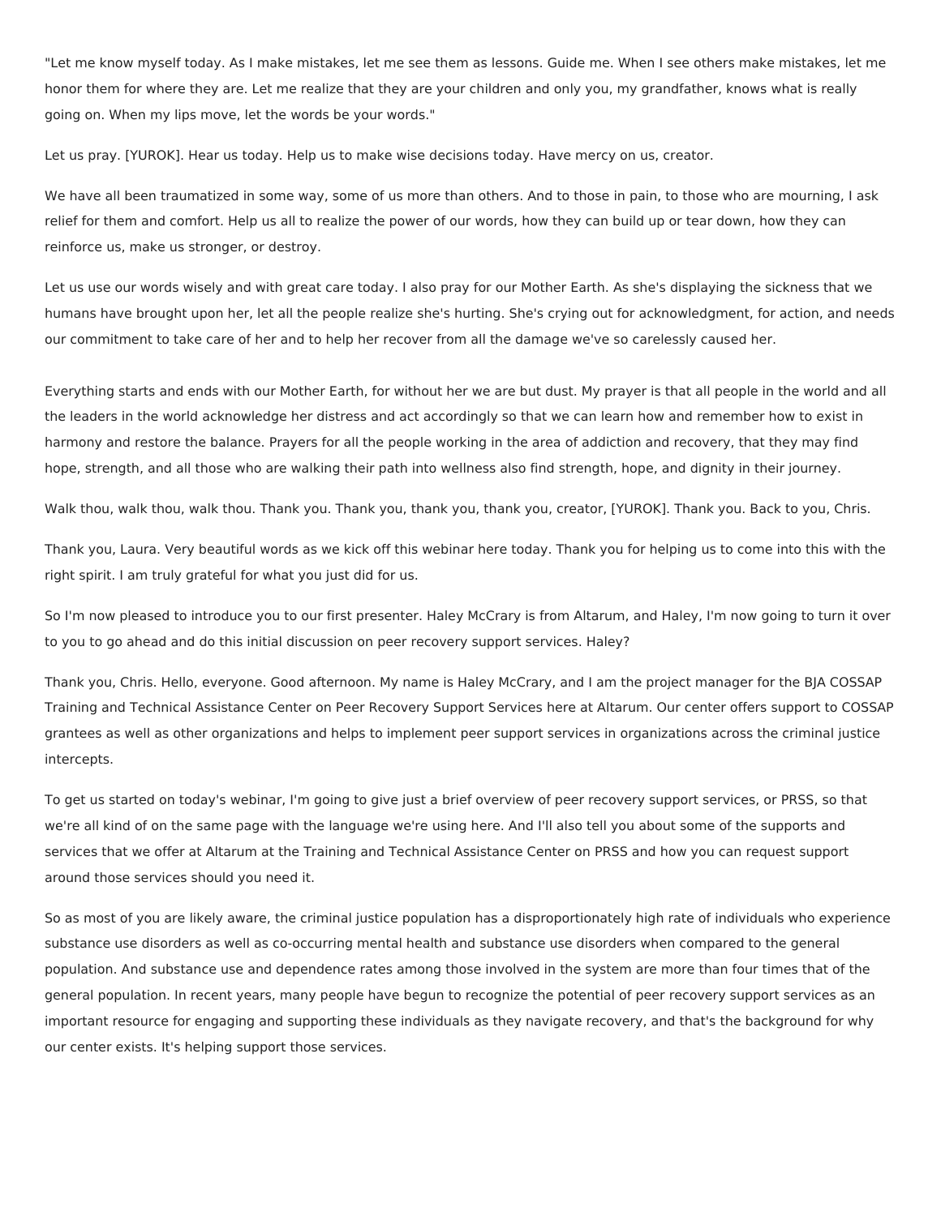"Let me know myself today. As I make mistakes, let me see them as lessons. Guide me. When I see others make mistakes, let me honor them for where they are. Let me realize that they are your children and only you, my grandfather, knows what is really going on. When my lips move, let the words be your words."

Let us pray. [YUROK]. Hear us today. Help us to make wise decisions today. Have mercy on us, creator.

We have all been traumatized in some way, some of us more than others. And to those in pain, to those who are mourning, I ask relief for them and comfort. Help us all to realize the power of our words, how they can build up or tear down, how they can reinforce us, make us stronger, or destroy.

Let us use our words wisely and with great care today. I also pray for our Mother Earth. As she's displaying the sickness that we humans have brought upon her, let all the people realize she's hurting. She's crying out for acknowledgment, for action, and needs our commitment to take care of her and to help her recover from all the damage we've so carelessly caused her.

Everything starts and ends with our Mother Earth, for without her we are but dust. My prayer is that all people in the world and all the leaders in the world acknowledge her distress and act accordingly so that we can learn how and remember how to exist in harmony and restore the balance. Prayers for all the people working in the area of addiction and recovery, that they may find hope, strength, and all those who are walking their path into wellness also find strength, hope, and dignity in their journey.

Walk thou, walk thou, walk thou. Thank you. Thank you, thank you, thank you, creator, [YUROK]. Thank you. Back to you, Chris.

Thank you, Laura. Very beautiful words as we kick off this webinar here today. Thank you for helping us to come into this with the right spirit. I am truly grateful for what you just did for us.

So I'm now pleased to introduce you to our first presenter. Haley McCrary is from Altarum, and Haley, I'm now going to turn it over to you to go ahead and do this initial discussion on peer recovery support services. Haley?

Thank you, Chris. Hello, everyone. Good afternoon. My name is Haley McCrary, and I am the project manager for the BJA COSSAP Training and Technical Assistance Center on Peer Recovery Support Services here at Altarum. Our center offers support to COSSAP grantees as well as other organizations and helps to implement peer support services in organizations across the criminal justice intercepts.

To get us started on today's webinar, I'm going to give just a brief overview of peer recovery support services, or PRSS, so that we're all kind of on the same page with the language we're using here. And I'll also tell you about some of the supports and services that we offer at Altarum at the Training and Technical Assistance Center on PRSS and how you can request support around those services should you need it.

So as most of you are likely aware, the criminal justice population has a disproportionately high rate of individuals who experience substance use disorders as well as co-occurring mental health and substance use disorders when compared to the general population. And substance use and dependence rates among those involved in the system are more than four times that of the general population. In recent years, many people have begun to recognize the potential of peer recovery support services as an important resource for engaging and supporting these individuals as they navigate recovery, and that's the background for why our center exists. It's helping support those services.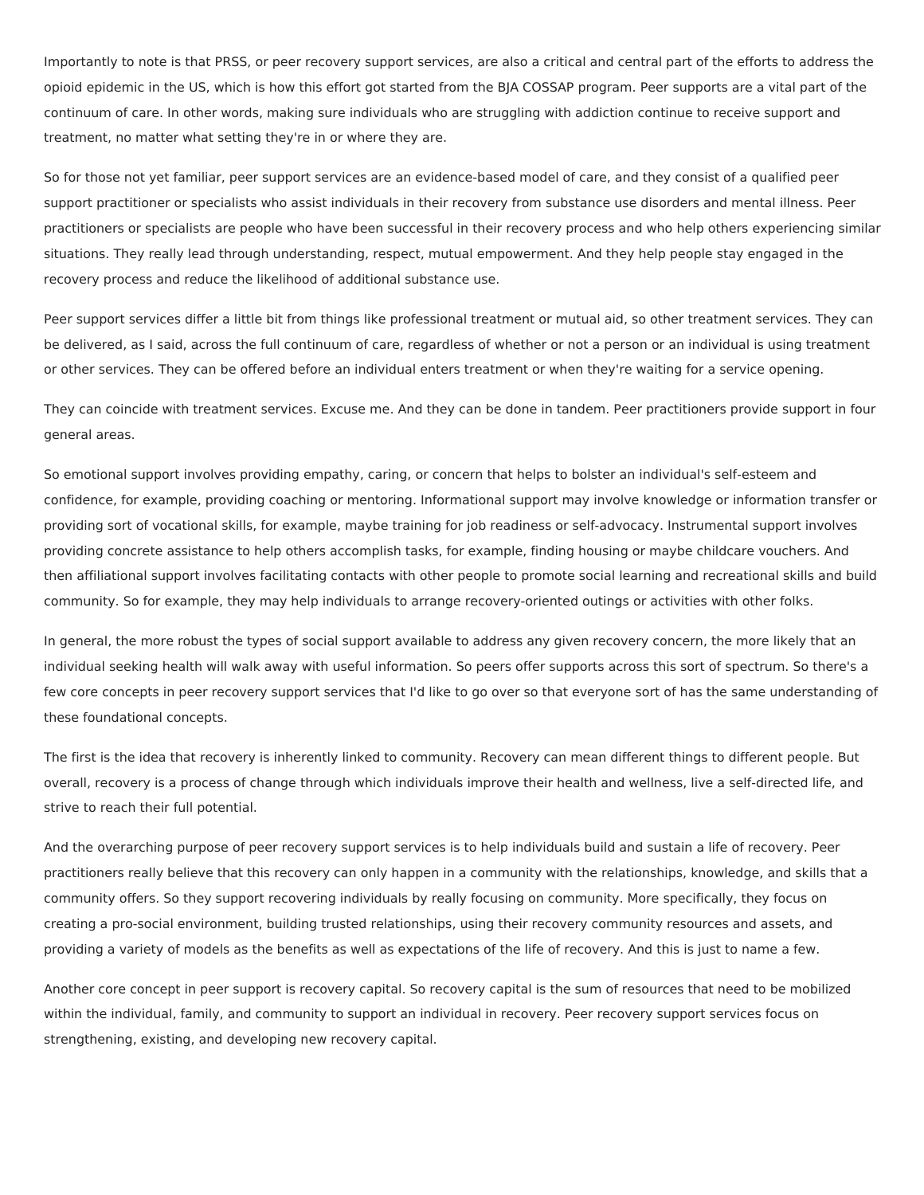Importantly to note is that PRSS, or peer recovery support services, are also a critical and central part of the efforts to address the opioid epidemic in the US, which is how this effort got started from the BJA COSSAP program. Peer supports are a vital part of the continuum of care. In other words, making sure individuals who are struggling with addiction continue to receive support and treatment, no matter what setting they're in or where they are.

So for those not yet familiar, peer support services are an evidence-based model of care, and they consist of a qualified peer support practitioner or specialists who assist individuals in their recovery from substance use disorders and mental illness. Peer practitioners or specialists are people who have been successful in their recovery process and who help others experiencing similar situations. They really lead through understanding, respect, mutual empowerment. And they help people stay engaged in the recovery process and reduce the likelihood of additional substance use.

Peer support services differ a little bit from things like professional treatment or mutual aid, so other treatment services. They can be delivered, as I said, across the full continuum of care, regardless of whether or not a person or an individual is using treatment or other services. They can be offered before an individual enters treatment or when they're waiting for a service opening.

They can coincide with treatment services. Excuse me. And they can be done in tandem. Peer practitioners provide support in four general areas.

So emotional support involves providing empathy, caring, or concern that helps to bolster an individual's self-esteem and confidence, for example, providing coaching or mentoring. Informational support may involve knowledge or information transfer or providing sort of vocational skills, for example, maybe training for job readiness or self-advocacy. Instrumental support involves providing concrete assistance to help others accomplish tasks, for example, finding housing or maybe childcare vouchers. And then affiliational support involves facilitating contacts with other people to promote social learning and recreational skills and build community. So for example, they may help individuals to arrange recovery-oriented outings or activities with other folks.

In general, the more robust the types of social support available to address any given recovery concern, the more likely that an individual seeking health will walk away with useful information. So peers offer supports across this sort of spectrum. So there's a few core concepts in peer recovery support services that I'd like to go over so that everyone sort of has the same understanding of these foundational concepts.

The first is the idea that recovery is inherently linked to community. Recovery can mean different things to different people. But overall, recovery is a process of change through which individuals improve their health and wellness, live a self-directed life, and strive to reach their full potential.

And the overarching purpose of peer recovery support services is to help individuals build and sustain a life of recovery. Peer practitioners really believe that this recovery can only happen in a community with the relationships, knowledge, and skills that a community offers. So they support recovering individuals by really focusing on community. More specifically, they focus on creating a pro-social environment, building trusted relationships, using their recovery community resources and assets, and providing a variety of models as the benefits as well as expectations of the life of recovery. And this is just to name a few.

Another core concept in peer support is recovery capital. So recovery capital is the sum of resources that need to be mobilized within the individual, family, and community to support an individual in recovery. Peer recovery support services focus on strengthening, existing, and developing new recovery capital.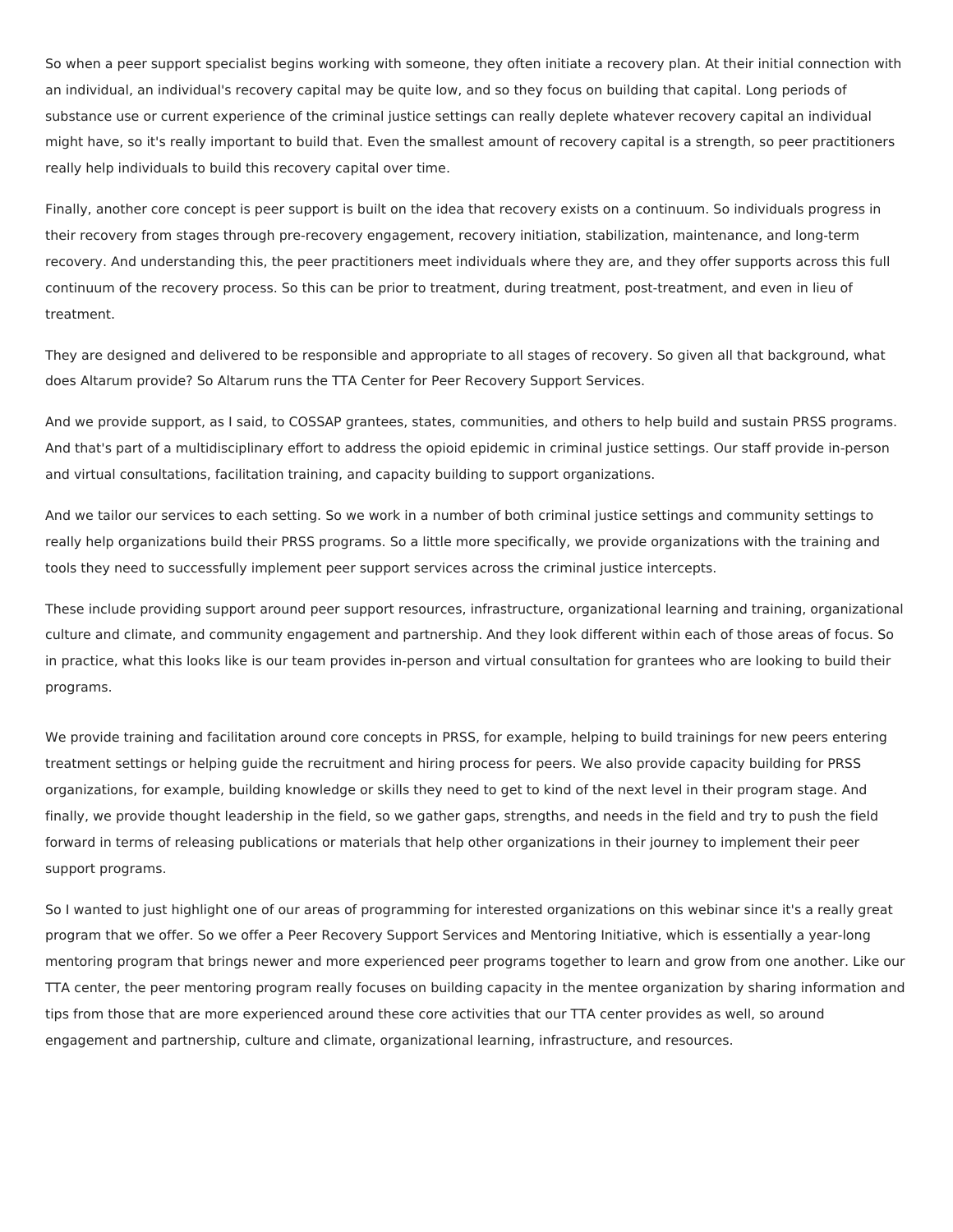So when a peer support specialist begins working with someone, they often initiate a recovery plan. At their initial connection with an individual, an individual's recovery capital may be quite low, and so they focus on building that capital. Long periods of substance use or current experience of the criminal justice settings can really deplete whatever recovery capital an individual might have, so it's really important to build that. Even the smallest amount of recovery capital is a strength, so peer practitioners really help individuals to build this recovery capital over time.

Finally, another core concept is peer support is built on the idea that recovery exists on a continuum. So individuals progress in their recovery from stages through pre-recovery engagement, recovery initiation, stabilization, maintenance, and long-term recovery. And understanding this, the peer practitioners meet individuals where they are, and they offer supports across this full continuum of the recovery process. So this can be prior to treatment, during treatment, post-treatment, and even in lieu of treatment.

They are designed and delivered to be responsible and appropriate to all stages of recovery. So given all that background, what does Altarum provide? So Altarum runs the TTA Center for Peer Recovery Support Services.

And we provide support, as I said, to COSSAP grantees, states, communities, and others to help build and sustain PRSS programs. And that's part of a multidisciplinary effort to address the opioid epidemic in criminal justice settings. Our staff provide in-person and virtual consultations, facilitation training, and capacity building to support organizations.

And we tailor our services to each setting. So we work in a number of both criminal justice settings and community settings to really help organizations build their PRSS programs. So a little more specifically, we provide organizations with the training and tools they need to successfully implement peer support services across the criminal justice intercepts.

These include providing support around peer support resources, infrastructure, organizational learning and training, organizational culture and climate, and community engagement and partnership. And they look different within each of those areas of focus. So in practice, what this looks like is our team provides in-person and virtual consultation for grantees who are looking to build their programs.

We provide training and facilitation around core concepts in PRSS, for example, helping to build trainings for new peers entering treatment settings or helping guide the recruitment and hiring process for peers. We also provide capacity building for PRSS organizations, for example, building knowledge or skills they need to get to kind of the next level in their program stage. And finally, we provide thought leadership in the field, so we gather gaps, strengths, and needs in the field and try to push the field forward in terms of releasing publications or materials that help other organizations in their journey to implement their peer support programs.

So I wanted to just highlight one of our areas of programming for interested organizations on this webinar since it's a really great program that we offer. So we offer a Peer Recovery Support Services and Mentoring Initiative, which is essentially a year-long mentoring program that brings newer and more experienced peer programs together to learn and grow from one another. Like our TTA center, the peer mentoring program really focuses on building capacity in the mentee organization by sharing information and tips from those that are more experienced around these core activities that our TTA center provides as well, so around engagement and partnership, culture and climate, organizational learning, infrastructure, and resources.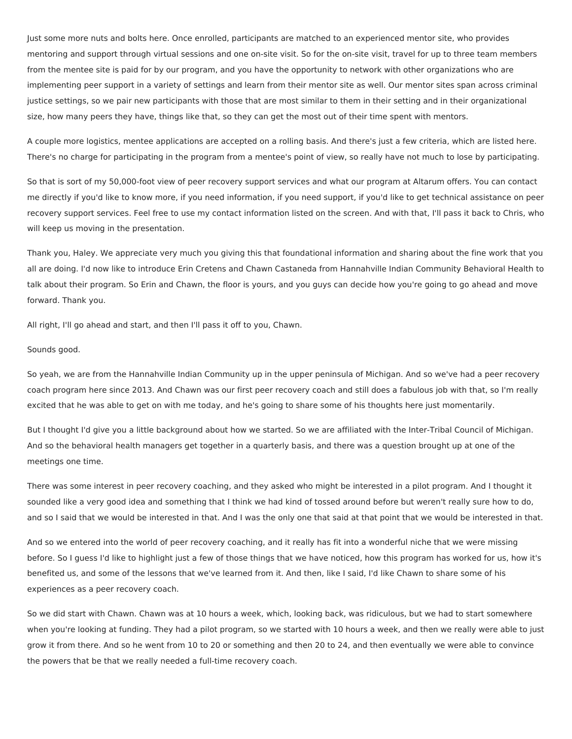Just some more nuts and bolts here. Once enrolled, participants are matched to an experienced mentor site, who provides mentoring and support through virtual sessions and one on-site visit. So for the on-site visit, travel for up to three team members from the mentee site is paid for by our program, and you have the opportunity to network with other organizations who are implementing peer support in a variety of settings and learn from their mentor site as well. Our mentor sites span across criminal justice settings, so we pair new participants with those that are most similar to them in their setting and in their organizational size, how many peers they have, things like that, so they can get the most out of their time spent with mentors.

A couple more logistics, mentee applications are accepted on a rolling basis. And there's just a few criteria, which are listed here. There's no charge for participating in the program from a mentee's point of view, so really have not much to lose by participating.

So that is sort of my 50,000-foot view of peer recovery support services and what our program at Altarum offers. You can contact me directly if you'd like to know more, if you need information, if you need support, if you'd like to get technical assistance on peer recovery support services. Feel free to use my contact information listed on the screen. And with that, I'll pass it back to Chris, who will keep us moving in the presentation.

Thank you, Haley. We appreciate very much you giving this that foundational information and sharing about the fine work that you all are doing. I'd now like to introduce Erin Cretens and Chawn Castaneda from Hannahville Indian Community Behavioral Health to talk about their program. So Erin and Chawn, the floor is yours, and you guys can decide how you're going to go ahead and move forward. Thank you.

All right, I'll go ahead and start, and then I'll pass it off to you, Chawn.

Sounds good.

So yeah, we are from the Hannahville Indian Community up in the upper peninsula of Michigan. And so we've had a peer recovery coach program here since 2013. And Chawn was our first peer recovery coach and still does a fabulous job with that, so I'm really excited that he was able to get on with me today, and he's going to share some of his thoughts here just momentarily.

But I thought I'd give you a little background about how we started. So we are affiliated with the Inter-Tribal Council of Michigan. And so the behavioral health managers get together in a quarterly basis, and there was a question brought up at one of the meetings one time.

There was some interest in peer recovery coaching, and they asked who might be interested in a pilot program. And I thought it sounded like a very good idea and something that I think we had kind of tossed around before but weren't really sure how to do, and so I said that we would be interested in that. And I was the only one that said at that point that we would be interested in that.

And so we entered into the world of peer recovery coaching, and it really has fit into a wonderful niche that we were missing before. So I guess I'd like to highlight just a few of those things that we have noticed, how this program has worked for us, how it's benefited us, and some of the lessons that we've learned from it. And then, like I said, I'd like Chawn to share some of his experiences as a peer recovery coach.

So we did start with Chawn. Chawn was at 10 hours a week, which, looking back, was ridiculous, but we had to start somewhere when you're looking at funding. They had a pilot program, so we started with 10 hours a week, and then we really were able to just grow it from there. And so he went from 10 to 20 or something and then 20 to 24, and then eventually we were able to convince the powers that be that we really needed a full-time recovery coach.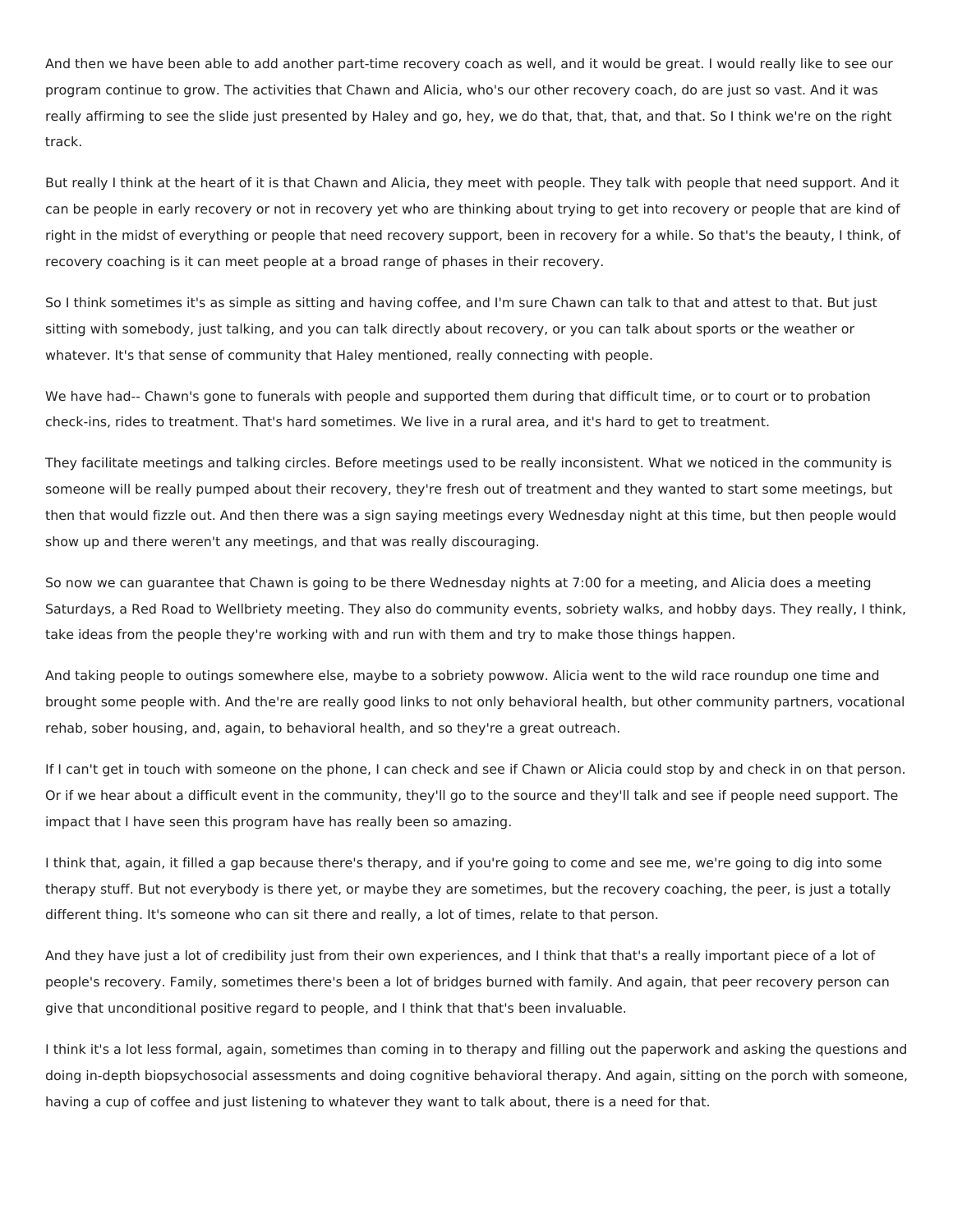And then we have been able to add another part-time recovery coach as well, and it would be great. I would really like to see our program continue to grow. The activities that Chawn and Alicia, who's our other recovery coach, do are just so vast. And it was really affirming to see the slide just presented by Haley and go, hey, we do that, that, that, and that. So I think we're on the right track.

But really I think at the heart of it is that Chawn and Alicia, they meet with people. They talk with people that need support. And it can be people in early recovery or not in recovery yet who are thinking about trying to get into recovery or people that are kind of right in the midst of everything or people that need recovery support, been in recovery for a while. So that's the beauty, I think, of recovery coaching is it can meet people at a broad range of phases in their recovery.

So I think sometimes it's as simple as sitting and having coffee, and I'm sure Chawn can talk to that and attest to that. But just sitting with somebody, just talking, and you can talk directly about recovery, or you can talk about sports or the weather or whatever. It's that sense of community that Haley mentioned, really connecting with people.

We have had-- Chawn's gone to funerals with people and supported them during that difficult time, or to court or to probation check-ins, rides to treatment. That's hard sometimes. We live in a rural area, and it's hard to get to treatment.

They facilitate meetings and talking circles. Before meetings used to be really inconsistent. What we noticed in the community is someone will be really pumped about their recovery, they're fresh out of treatment and they wanted to start some meetings, but then that would fizzle out. And then there was a sign saying meetings every Wednesday night at this time, but then people would show up and there weren't any meetings, and that was really discouraging.

So now we can guarantee that Chawn is going to be there Wednesday nights at 7:00 for a meeting, and Alicia does a meeting Saturdays, a Red Road to Wellbriety meeting. They also do community events, sobriety walks, and hobby days. They really, I think, take ideas from the people they're working with and run with them and try to make those things happen.

And taking people to outings somewhere else, maybe to a sobriety powwow. Alicia went to the wild race roundup one time and brought some people with. And the're are really good links to not only behavioral health, but other community partners, vocational rehab, sober housing, and, again, to behavioral health, and so they're a great outreach.

If I can't get in touch with someone on the phone, I can check and see if Chawn or Alicia could stop by and check in on that person. Or if we hear about a difficult event in the community, they'll go to the source and they'll talk and see if people need support. The impact that I have seen this program have has really been so amazing.

I think that, again, it filled a gap because there's therapy, and if you're going to come and see me, we're going to dig into some therapy stuff. But not everybody is there yet, or maybe they are sometimes, but the recovery coaching, the peer, is just a totally different thing. It's someone who can sit there and really, a lot of times, relate to that person.

And they have just a lot of credibility just from their own experiences, and I think that that's a really important piece of a lot of people's recovery. Family, sometimes there's been a lot of bridges burned with family. And again, that peer recovery person can give that unconditional positive regard to people, and I think that that's been invaluable.

I think it's a lot less formal, again, sometimes than coming in to therapy and filling out the paperwork and asking the questions and doing in-depth biopsychosocial assessments and doing cognitive behavioral therapy. And again, sitting on the porch with someone, having a cup of coffee and just listening to whatever they want to talk about, there is a need for that.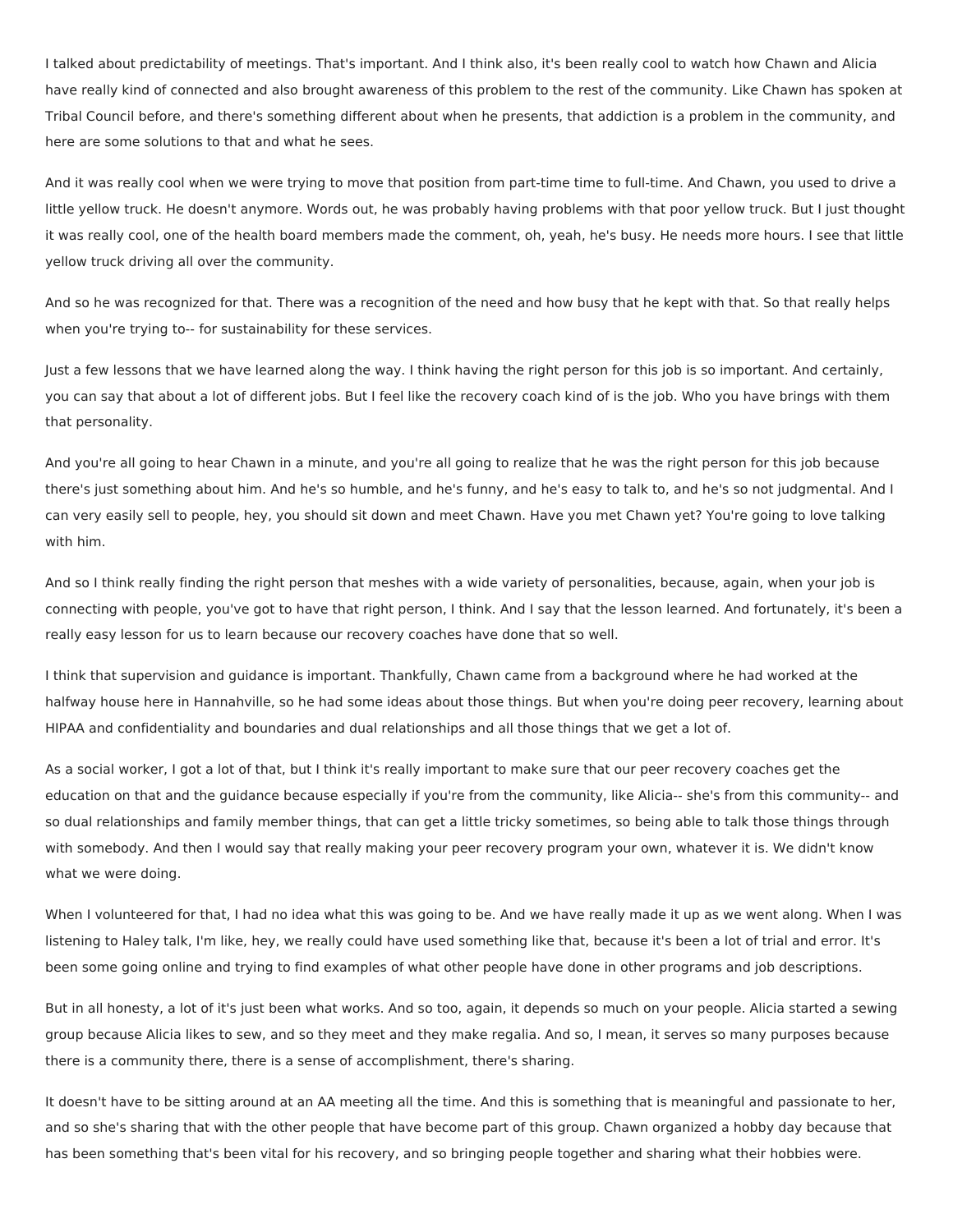I talked about predictability of meetings. That's important. And I think also, it's been really cool to watch how Chawn and Alicia have really kind of connected and also brought awareness of this problem to the rest of the community. Like Chawn has spoken at Tribal Council before, and there's something different about when he presents, that addiction is a problem in the community, and here are some solutions to that and what he sees.

And it was really cool when we were trying to move that position from part-time time to full-time. And Chawn, you used to drive a little yellow truck. He doesn't anymore. Words out, he was probably having problems with that poor yellow truck. But I just thought it was really cool, one of the health board members made the comment, oh, yeah, he's busy. He needs more hours. I see that little yellow truck driving all over the community.

And so he was recognized for that. There was a recognition of the need and how busy that he kept with that. So that really helps when you're trying to-- for sustainability for these services.

Just a few lessons that we have learned along the way. I think having the right person for this job is so important. And certainly, you can say that about a lot of different jobs. But I feel like the recovery coach kind of is the job. Who you have brings with them that personality.

And you're all going to hear Chawn in a minute, and you're all going to realize that he was the right person for this job because there's just something about him. And he's so humble, and he's funny, and he's easy to talk to, and he's so not judgmental. And I can very easily sell to people, hey, you should sit down and meet Chawn. Have you met Chawn yet? You're going to love talking with him.

And so I think really finding the right person that meshes with a wide variety of personalities, because, again, when your job is connecting with people, you've got to have that right person, I think. And I say that the lesson learned. And fortunately, it's been a really easy lesson for us to learn because our recovery coaches have done that so well.

I think that supervision and guidance is important. Thankfully, Chawn came from a background where he had worked at the halfway house here in Hannahville, so he had some ideas about those things. But when you're doing peer recovery, learning about HIPAA and confidentiality and boundaries and dual relationships and all those things that we get a lot of.

As a social worker, I got a lot of that, but I think it's really important to make sure that our peer recovery coaches get the education on that and the guidance because especially if you're from the community, like Alicia-- she's from this community-- and so dual relationships and family member things, that can get a little tricky sometimes, so being able to talk those things through with somebody. And then I would say that really making your peer recovery program your own, whatever it is. We didn't know what we were doing.

When I volunteered for that, I had no idea what this was going to be. And we have really made it up as we went along. When I was listening to Haley talk, I'm like, hey, we really could have used something like that, because it's been a lot of trial and error. It's been some going online and trying to find examples of what other people have done in other programs and job descriptions.

But in all honesty, a lot of it's just been what works. And so too, again, it depends so much on your people. Alicia started a sewing group because Alicia likes to sew, and so they meet and they make regalia. And so, I mean, it serves so many purposes because there is a community there, there is a sense of accomplishment, there's sharing.

It doesn't have to be sitting around at an AA meeting all the time. And this is something that is meaningful and passionate to her, and so she's sharing that with the other people that have become part of this group. Chawn organized a hobby day because that has been something that's been vital for his recovery, and so bringing people together and sharing what their hobbies were.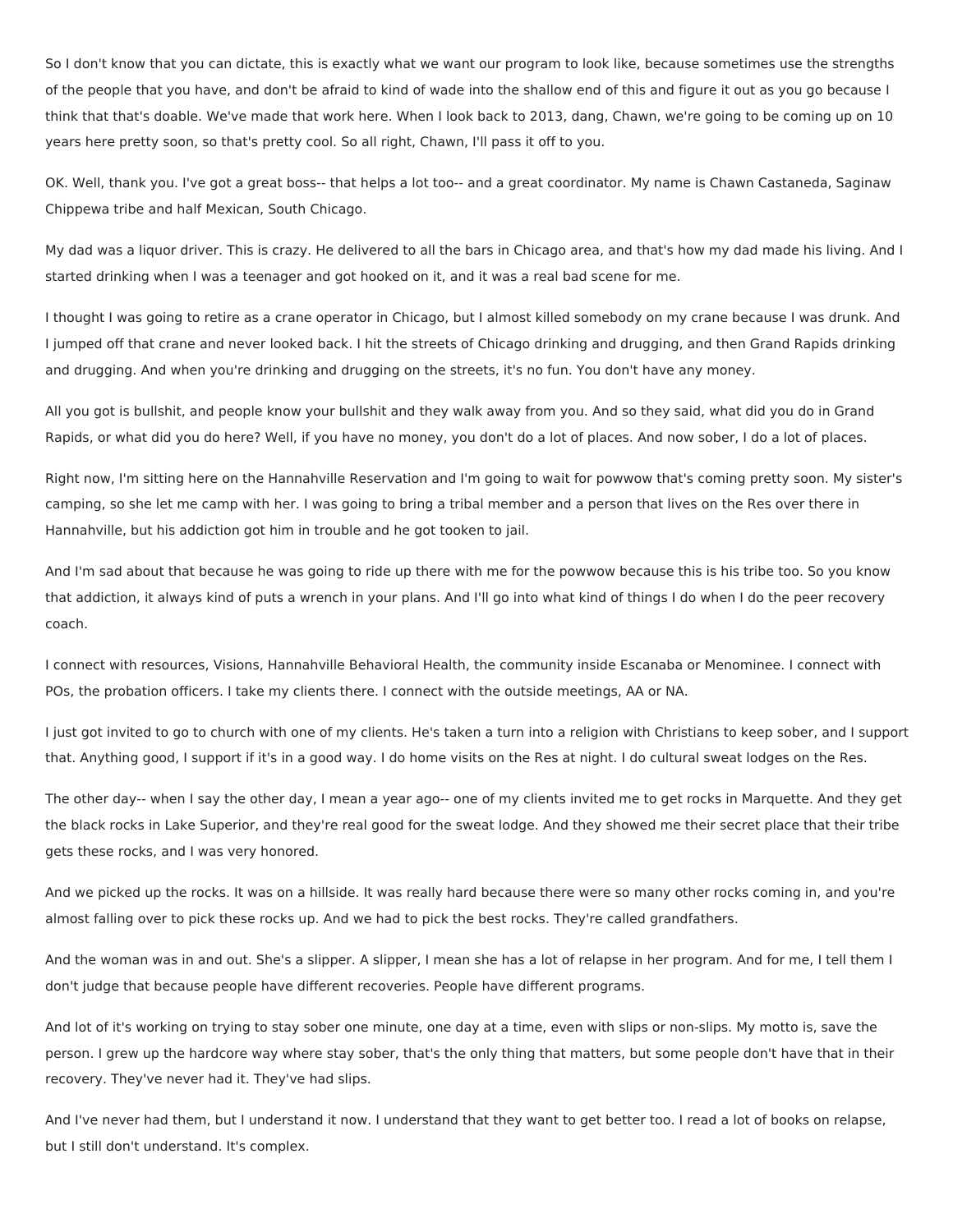So I don't know that you can dictate, this is exactly what we want our program to look like, because sometimes use the strengths of the people that you have, and don't be afraid to kind of wade into the shallow end of this and figure it out as you go because I think that that's doable. We've made that work here. When I look back to 2013, dang, Chawn, we're going to be coming up on 10 years here pretty soon, so that's pretty cool. So all right, Chawn, I'll pass it off to you.

OK. Well, thank you. I've got a great boss-- that helps a lot too-- and a great coordinator. My name is Chawn Castaneda, Saginaw Chippewa tribe and half Mexican, South Chicago.

My dad was a liquor driver. This is crazy. He delivered to all the bars in Chicago area, and that's how my dad made his living. And I started drinking when I was a teenager and got hooked on it, and it was a real bad scene for me.

I thought I was going to retire as a crane operator in Chicago, but I almost killed somebody on my crane because I was drunk. And I jumped off that crane and never looked back. I hit the streets of Chicago drinking and drugging, and then Grand Rapids drinking and drugging. And when you're drinking and drugging on the streets, it's no fun. You don't have any money.

All you got is bullshit, and people know your bullshit and they walk away from you. And so they said, what did you do in Grand Rapids, or what did you do here? Well, if you have no money, you don't do a lot of places. And now sober, I do a lot of places.

Right now, I'm sitting here on the Hannahville Reservation and I'm going to wait for powwow that's coming pretty soon. My sister's camping, so she let me camp with her. I was going to bring a tribal member and a person that lives on the Res over there in Hannahville, but his addiction got him in trouble and he got tooken to jail.

And I'm sad about that because he was going to ride up there with me for the powwow because this is his tribe too. So you know that addiction, it always kind of puts a wrench in your plans. And I'll go into what kind of things I do when I do the peer recovery coach.

I connect with resources, Visions, Hannahville Behavioral Health, the community inside Escanaba or Menominee. I connect with POs, the probation officers. I take my clients there. I connect with the outside meetings, AA or NA.

I just got invited to go to church with one of my clients. He's taken a turn into a religion with Christians to keep sober, and I support that. Anything good, I support if it's in a good way. I do home visits on the Res at night. I do cultural sweat lodges on the Res.

The other day-- when I say the other day, I mean a year ago-- one of my clients invited me to get rocks in Marquette. And they get the black rocks in Lake Superior, and they're real good for the sweat lodge. And they showed me their secret place that their tribe gets these rocks, and I was very honored.

And we picked up the rocks. It was on a hillside. It was really hard because there were so many other rocks coming in, and you're almost falling over to pick these rocks up. And we had to pick the best rocks. They're called grandfathers.

And the woman was in and out. She's a slipper. A slipper, I mean she has a lot of relapse in her program. And for me, I tell them I don't judge that because people have different recoveries. People have different programs.

And lot of it's working on trying to stay sober one minute, one day at a time, even with slips or non-slips. My motto is, save the person. I grew up the hardcore way where stay sober, that's the only thing that matters, but some people don't have that in their recovery. They've never had it. They've had slips.

And I've never had them, but I understand it now. I understand that they want to get better too. I read a lot of books on relapse, but I still don't understand. It's complex.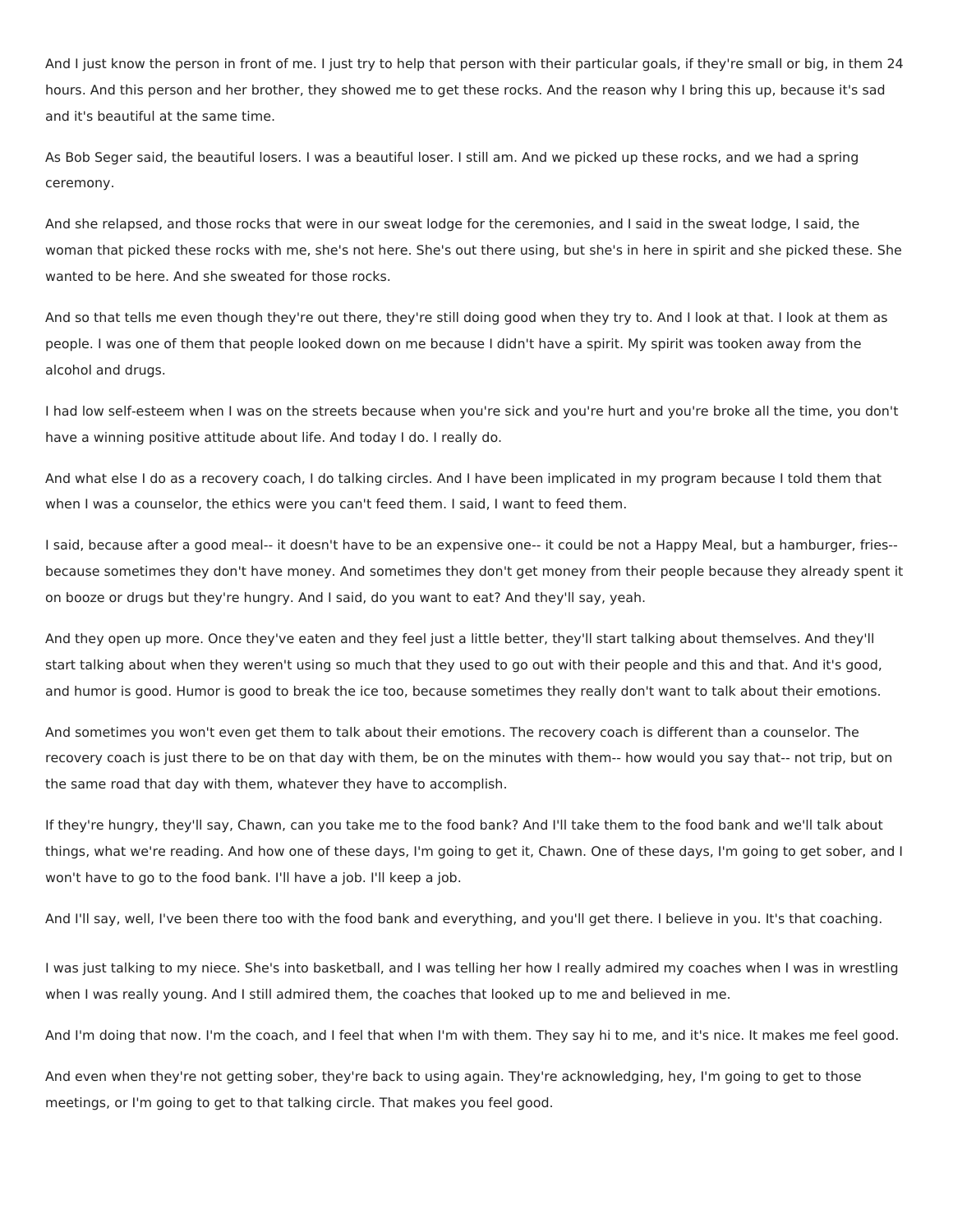And I just know the person in front of me. I just try to help that person with their particular goals, if they're small or big, in them 24 hours. And this person and her brother, they showed me to get these rocks. And the reason why I bring this up, because it's sad and it's beautiful at the same time.

As Bob Seger said, the beautiful losers. I was a beautiful loser. I still am. And we picked up these rocks, and we had a spring ceremony.

And she relapsed, and those rocks that were in our sweat lodge for the ceremonies, and I said in the sweat lodge, I said, the woman that picked these rocks with me, she's not here. She's out there using, but she's in here in spirit and she picked these. She wanted to be here. And she sweated for those rocks.

And so that tells me even though they're out there, they're still doing good when they try to. And I look at that. I look at them as people. I was one of them that people looked down on me because I didn't have a spirit. My spirit was tooken away from the alcohol and drugs.

I had low self-esteem when I was on the streets because when you're sick and you're hurt and you're broke all the time, you don't have a winning positive attitude about life. And today I do. I really do.

And what else I do as a recovery coach, I do talking circles. And I have been implicated in my program because I told them that when I was a counselor, the ethics were you can't feed them. I said, I want to feed them.

I said, because after a good meal-- it doesn't have to be an expensive one-- it could be not a Happy Meal, but a hamburger, fries-- because sometimes they don't have money. And sometimes they don't get money from their people because they already spent it on booze or drugs but they're hungry. And I said, do you want to eat? And they'll say, yeah.

And they open up more. Once they've eaten and they feel just a little better, they'll start talking about themselves. And they'll start talking about when they weren't using so much that they used to go out with their people and this and that. And it's good, and humor is good. Humor is good to break the ice too, because sometimes they really don't want to talk about their emotions.

And sometimes you won't even get them to talk about their emotions. The recovery coach is different than a counselor. The recovery coach is just there to be on that day with them, be on the minutes with them-- how would you say that-- not trip, but on the same road that day with them, whatever they have to accomplish.

If they're hungry, they'll say, Chawn, can you take me to the food bank? And I'll take them to the food bank and we'll talk about things, what we're reading. And how one of these days, I'm going to get it, Chawn. One of these days, I'm going to get sober, and I won't have to go to the food bank. I'll have a job. I'll keep a job.

And I'll say, well, I've been there too with the food bank and everything, and you'll get there. I believe in you. It's that coaching.

I was just talking to my niece. She's into basketball, and I was telling her how I really admired my coaches when I was in wrestling when I was really young. And I still admired them, the coaches that looked up to me and believed in me.

And I'm doing that now. I'm the coach, and I feel that when I'm with them. They say hi to me, and it's nice. It makes me feel good.

And even when they're not getting sober, they're back to using again. They're acknowledging, hey, I'm going to get to those meetings, or I'm going to get to that talking circle. That makes you feel good.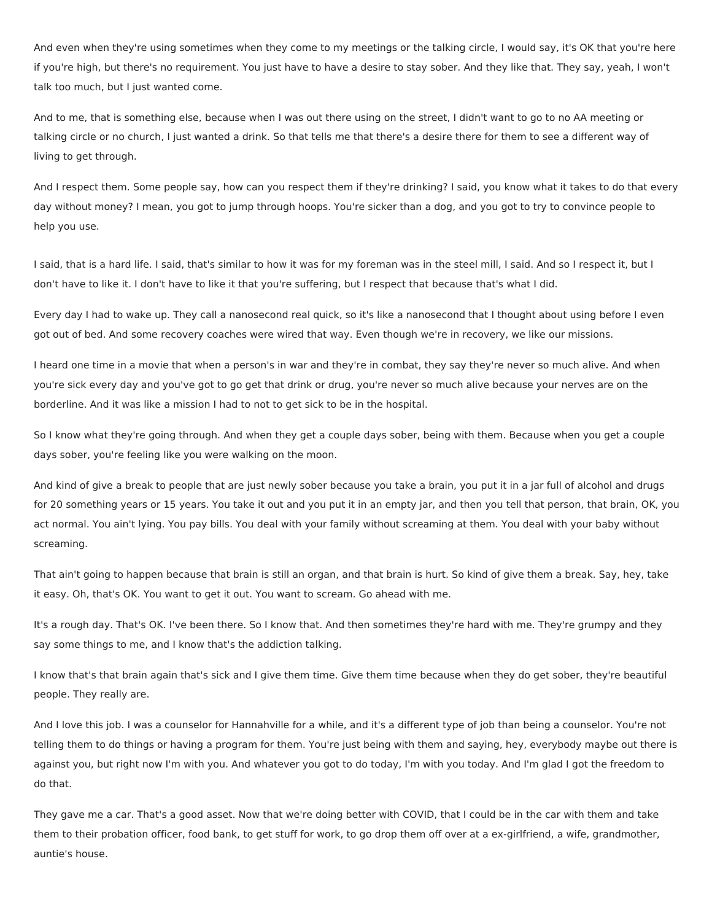And even when they're using sometimes when they come to my meetings or the talking circle, I would say, it's OK that you're here if you're high, but there's no requirement. You just have to have a desire to stay sober. And they like that. They say, yeah, I won't talk too much, but I just wanted come.

And to me, that is something else, because when I was out there using on the street, I didn't want to go to no AA meeting or talking circle or no church, I just wanted a drink. So that tells me that there's a desire there for them to see a different way of living to get through.

And I respect them. Some people say, how can you respect them if they're drinking? I said, you know what it takes to do that every day without money? I mean, you got to jump through hoops. You're sicker than a dog, and you got to try to convince people to help you use.

I said, that is a hard life. I said, that's similar to how it was for my foreman was in the steel mill, I said. And so I respect it, but I don't have to like it. I don't have to like it that you're suffering, but I respect that because that's what I did.

Every day I had to wake up. They call a nanosecond real quick, so it's like a nanosecond that I thought about using before I even got out of bed. And some recovery coaches were wired that way. Even though we're in recovery, we like our missions.

I heard one time in a movie that when a person's in war and they're in combat, they say they're never so much alive. And when you're sick every day and you've got to go get that drink or drug, you're never so much alive because your nerves are on the borderline. And it was like a mission I had to not to get sick to be in the hospital.

So I know what they're going through. And when they get a couple days sober, being with them. Because when you get a couple days sober, you're feeling like you were walking on the moon.

And kind of give a break to people that are just newly sober because you take a brain, you put it in a jar full of alcohol and drugs for 20 something years or 15 years. You take it out and you put it in an empty jar, and then you tell that person, that brain, OK, you act normal. You ain't lying. You pay bills. You deal with your family without screaming at them. You deal with your baby without screaming.

That ain't going to happen because that brain is still an organ, and that brain is hurt. So kind of give them a break. Say, hey, take it easy. Oh, that's OK. You want to get it out. You want to scream. Go ahead with me.

It's a rough day. That's OK. I've been there. So I know that. And then sometimes they're hard with me. They're grumpy and they say some things to me, and I know that's the addiction talking.

I know that's that brain again that's sick and I give them time. Give them time because when they do get sober, they're beautiful people. They really are.

And I love this job. I was a counselor for Hannahville for a while, and it's a different type of job than being a counselor. You're not telling them to do things or having a program for them. You're just being with them and saying, hey, everybody maybe out there is against you, but right now I'm with you. And whatever you got to do today, I'm with you today. And I'm glad I got the freedom to do that.

They gave me a car. That's a good asset. Now that we're doing better with COVID, that I could be in the car with them and take them to their probation officer, food bank, to get stuff for work, to go drop them off over at a ex-girlfriend, a wife, grandmother, auntie's house.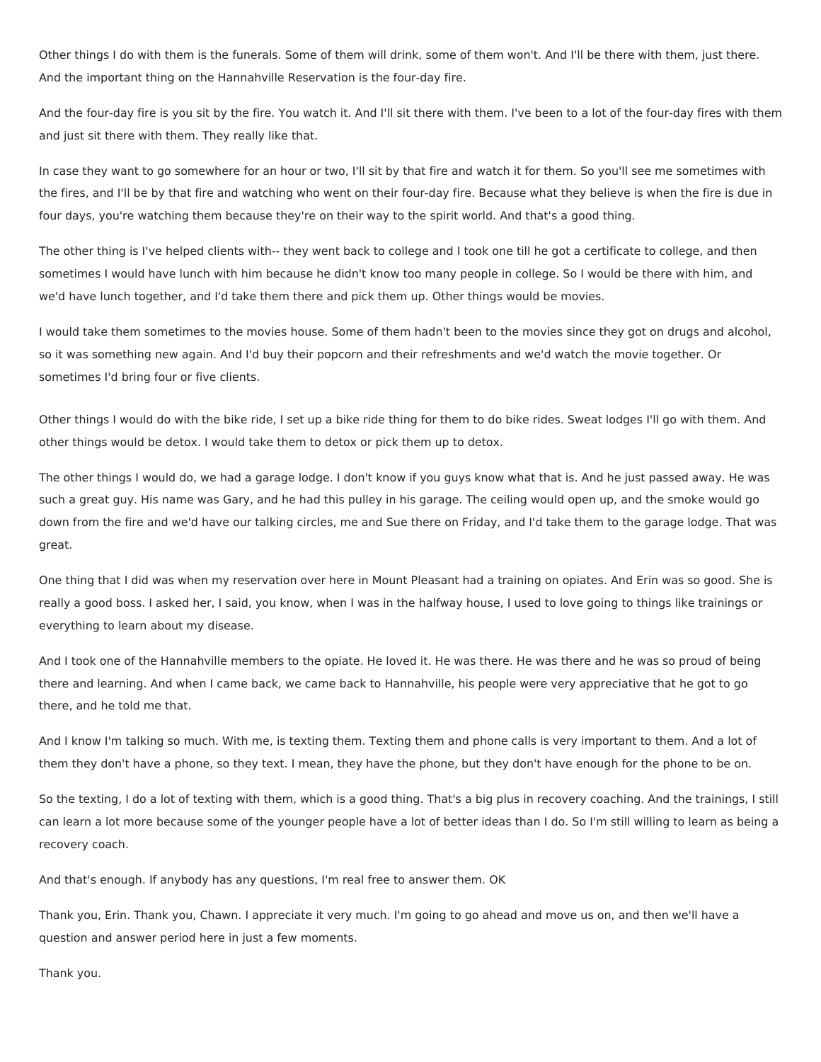Other things I do with them is the funerals. Some of them will drink, some of them won't. And I'll be there with them, just there. And the important thing on the Hannahville Reservation is the four-day fire.

And the four-day fire is you sit by the fire. You watch it. And I'll sit there with them. I've been to a lot of the four-day fires with them and just sit there with them. They really like that.

In case they want to go somewhere for an hour or two, I'll sit by that fire and watch it for them. So you'll see me sometimes with the fires, and I'll be by that fire and watching who went on their four-day fire. Because what they believe is when the fire is due in four days, you're watching them because they're on their way to the spirit world. And that's a good thing.

The other thing is I've helped clients with-- they went back to college and I took one till he got a certificate to college, and then sometimes I would have lunch with him because he didn't know too many people in college. So I would be there with him, and we'd have lunch together, and I'd take them there and pick them up. Other things would be movies.

I would take them sometimes to the movies house. Some of them hadn't been to the movies since they got on drugs and alcohol, so it was something new again. And I'd buy their popcorn and their refreshments and we'd watch the movie together. Or sometimes I'd bring four or five clients.

Other things I would do with the bike ride, I set up a bike ride thing for them to do bike rides. Sweat lodges I'll go with them. And other things would be detox. I would take them to detox or pick them up to detox.

The other things I would do, we had a garage lodge. I don't know if you guys know what that is. And he just passed away. He was such a great guy. His name was Gary, and he had this pulley in his garage. The ceiling would open up, and the smoke would go down from the fire and we'd have our talking circles, me and Sue there on Friday, and I'd take them to the garage lodge. That was great.

One thing that I did was when my reservation over here in Mount Pleasant had a training on opiates. And Erin was so good. She is really a good boss. I asked her, I said, you know, when I was in the halfway house, I used to love going to things like trainings or everything to learn about my disease.

And I took one of the Hannahville members to the opiate. He loved it. He was there. He was there and he was so proud of being there and learning. And when I came back, we came back to Hannahville, his people were very appreciative that he got to go there, and he told me that.

And I know I'm talking so much. With me, is texting them. Texting them and phone calls is very important to them. And a lot of them they don't have a phone, so they text. I mean, they have the phone, but they don't have enough for the phone to be on.

So the texting, I do a lot of texting with them, which is a good thing. That's a big plus in recovery coaching. And the trainings, I still can learn a lot more because some of the younger people have a lot of better ideas than I do. So I'm still willing to learn as being a recovery coach.

And that's enough. If anybody has any questions, I'm real free to answer them. OK

Thank you, Erin. Thank you, Chawn. I appreciate it very much. I'm going to go ahead and move us on, and then we'll have a question and answer period here in just a few moments.

Thank you.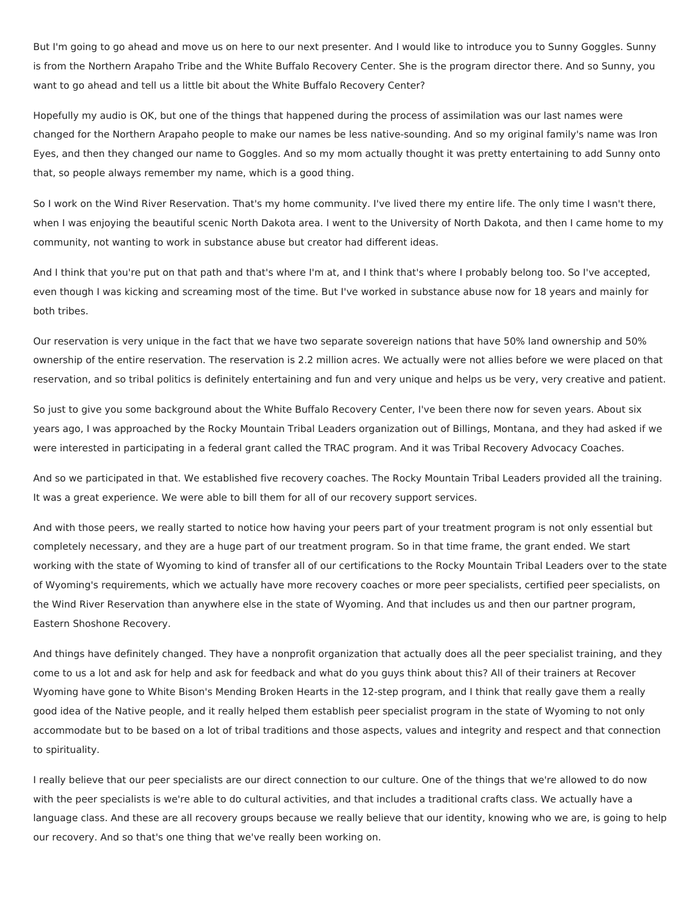But I'm going to go ahead and move us on here to our next presenter. And I would like to introduce you to Sunny Goggles. Sunny is from the Northern Arapaho Tribe and the White Buffalo Recovery Center. She is the program director there. And so Sunny, you want to go ahead and tell us a little bit about the White Buffalo Recovery Center?

Hopefully my audio is OK, but one of the things that happened during the process of assimilation was our last names were changed for the Northern Arapaho people to make our names be less native-sounding. And so my original family's name was Iron Eyes, and then they changed our name to Goggles. And so my mom actually thought it was pretty entertaining to add Sunny onto that, so people always remember my name, which is a good thing.

So I work on the Wind River Reservation. That's my home community. I've lived there my entire life. The only time I wasn't there, when I was enjoying the beautiful scenic North Dakota area. I went to the University of North Dakota, and then I came home to my community, not wanting to work in substance abuse but creator had different ideas.

And I think that you're put on that path and that's where I'm at, and I think that's where I probably belong too. So I've accepted, even though I was kicking and screaming most of the time. But I've worked in substance abuse now for 18 years and mainly for both tribes.

Our reservation is very unique in the fact that we have two separate sovereign nations that have 50% land ownership and 50% ownership of the entire reservation. The reservation is 2.2 million acres. We actually were not allies before we were placed on that reservation, and so tribal politics is definitely entertaining and fun and very unique and helps us be very, very creative and patient.

So just to give you some background about the White Buffalo Recovery Center, I've been there now for seven years. About six years ago, I was approached by the Rocky Mountain Tribal Leaders organization out of Billings, Montana, and they had asked if we were interested in participating in a federal grant called the TRAC program. And it was Tribal Recovery Advocacy Coaches.

And so we participated in that. We established five recovery coaches. The Rocky Mountain Tribal Leaders provided all the training. It was a great experience. We were able to bill them for all of our recovery support services.

And with those peers, we really started to notice how having your peers part of your treatment program is not only essential but completely necessary, and they are a huge part of our treatment program. So in that time frame, the grant ended. We start working with the state of Wyoming to kind of transfer all of our certifications to the Rocky Mountain Tribal Leaders over to the state of Wyoming's requirements, which we actually have more recovery coaches or more peer specialists, certified peer specialists, on the Wind River Reservation than anywhere else in the state of Wyoming. And that includes us and then our partner program, Eastern Shoshone Recovery.

And things have definitely changed. They have a nonprofit organization that actually does all the peer specialist training, and they come to us a lot and ask for help and ask for feedback and what do you guys think about this? All of their trainers at Recover Wyoming have gone to White Bison's Mending Broken Hearts in the 12-step program, and I think that really gave them a really good idea of the Native people, and it really helped them establish peer specialist program in the state of Wyoming to not only accommodate but to be based on a lot of tribal traditions and those aspects, values and integrity and respect and that connection to spirituality.

I really believe that our peer specialists are our direct connection to our culture. One of the things that we're allowed to do now with the peer specialists is we're able to do cultural activities, and that includes a traditional crafts class. We actually have a language class. And these are all recovery groups because we really believe that our identity, knowing who we are, is going to help our recovery. And so that's one thing that we've really been working on.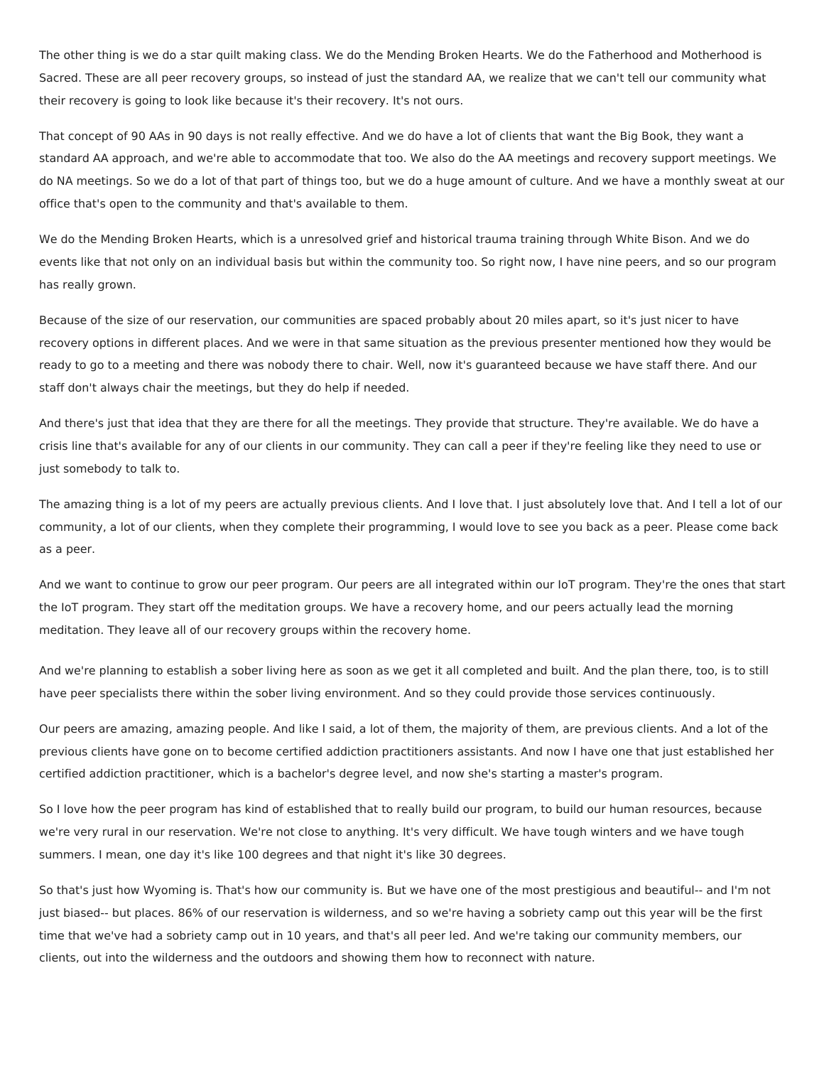The other thing is we do a star quilt making class. We do the Mending Broken Hearts. We do the Fatherhood and Motherhood is Sacred. These are all peer recovery groups, so instead of just the standard AA, we realize that we can't tell our community what their recovery is going to look like because it's their recovery. It's not ours.

That concept of 90 AAs in 90 days is not really effective. And we do have a lot of clients that want the Big Book, they want a standard AA approach, and we're able to accommodate that too. We also do the AA meetings and recovery support meetings. We do NA meetings. So we do a lot of that part of things too, but we do a huge amount of culture. And we have a monthly sweat at our office that's open to the community and that's available to them.

We do the Mending Broken Hearts, which is a unresolved grief and historical trauma training through White Bison. And we do events like that not only on an individual basis but within the community too. So right now, I have nine peers, and so our program has really grown.

Because of the size of our reservation, our communities are spaced probably about 20 miles apart, so it's just nicer to have recovery options in different places. And we were in that same situation as the previous presenter mentioned how they would be ready to go to a meeting and there was nobody there to chair. Well, now it's guaranteed because we have staff there. And our staff don't always chair the meetings, but they do help if needed.

And there's just that idea that they are there for all the meetings. They provide that structure. They're available. We do have a crisis line that's available for any of our clients in our community. They can call a peer if they're feeling like they need to use or just somebody to talk to.

The amazing thing is a lot of my peers are actually previous clients. And I love that. I just absolutely love that. And I tell a lot of our community, a lot of our clients, when they complete their programming, I would love to see you back as a peer. Please come back as a peer.

And we want to continue to grow our peer program. Our peers are all integrated within our IoT program. They're the ones that start the IoT program. They start off the meditation groups. We have a recovery home, and our peers actually lead the morning meditation. They leave all of our recovery groups within the recovery home.

And we're planning to establish a sober living here as soon as we get it all completed and built. And the plan there, too, is to still have peer specialists there within the sober living environment. And so they could provide those services continuously.

Our peers are amazing, amazing people. And like I said, a lot of them, the majority of them, are previous clients. And a lot of the previous clients have gone on to become certified addiction practitioners assistants. And now I have one that just established her certified addiction practitioner, which is a bachelor's degree level, and now she's starting a master's program.

So I love how the peer program has kind of established that to really build our program, to build our human resources, because we're very rural in our reservation. We're not close to anything. It's very difficult. We have tough winters and we have tough summers. I mean, one day it's like 100 degrees and that night it's like 30 degrees.

So that's just how Wyoming is. That's how our community is. But we have one of the most prestigious and beautiful-- and I'm not just biased-- but places. 86% of our reservation is wilderness, and so we're having a sobriety camp out this year will be the first time that we've had a sobriety camp out in 10 years, and that's all peer led. And we're taking our community members, our clients, out into the wilderness and the outdoors and showing them how to reconnect with nature.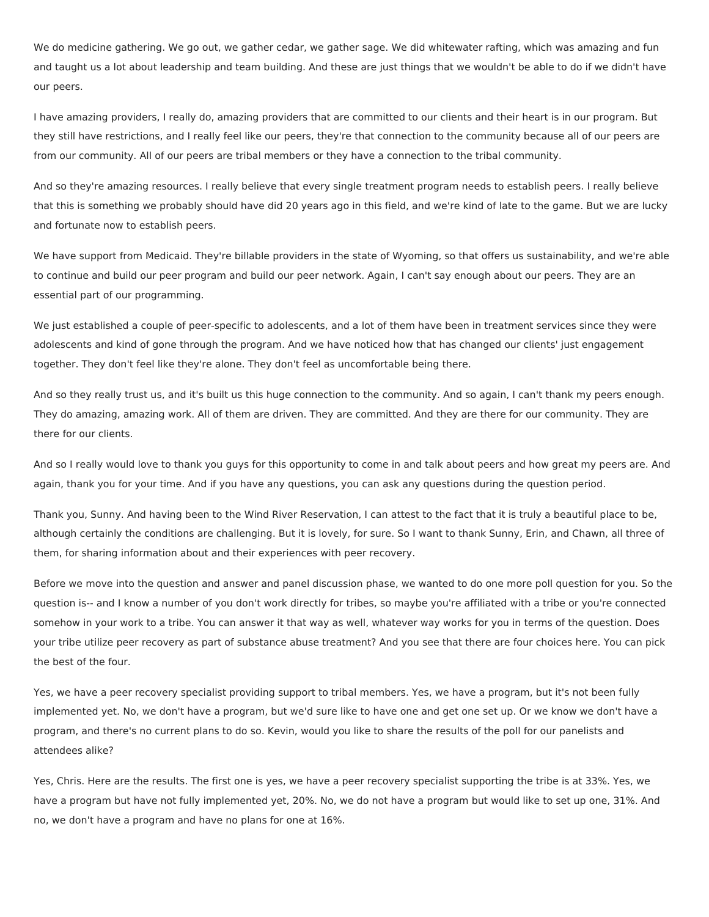We do medicine gathering. We go out, we gather cedar, we gather sage. We did whitewater rafting, which was amazing and fun and taught us a lot about leadership and team building. And these are just things that we wouldn't be able to do if we didn't have our peers.

I have amazing providers, I really do, amazing providers that are committed to our clients and their heart is in our program. But they still have restrictions, and I really feel like our peers, they're that connection to the community because all of our peers are from our community. All of our peers are tribal members or they have a connection to the tribal community.

And so they're amazing resources. I really believe that every single treatment program needs to establish peers. I really believe that this is something we probably should have did 20 years ago in this field, and we're kind of late to the game. But we are lucky and fortunate now to establish peers.

We have support from Medicaid. They're billable providers in the state of Wyoming, so that offers us sustainability, and we're able to continue and build our peer program and build our peer network. Again, I can't say enough about our peers. They are an essential part of our programming.

We just established a couple of peer-specific to adolescents, and a lot of them have been in treatment services since they were adolescents and kind of gone through the program. And we have noticed how that has changed our clients' just engagement together. They don't feel like they're alone. They don't feel as uncomfortable being there.

And so they really trust us, and it's built us this huge connection to the community. And so again, I can't thank my peers enough. They do amazing, amazing work. All of them are driven. They are committed. And they are there for our community. They are there for our clients.

And so I really would love to thank you guys for this opportunity to come in and talk about peers and how great my peers are. And again, thank you for your time. And if you have any questions, you can ask any questions during the question period.

Thank you, Sunny. And having been to the Wind River Reservation, I can attest to the fact that it is truly a beautiful place to be, although certainly the conditions are challenging. But it is lovely, for sure. So I want to thank Sunny, Erin, and Chawn, all three of them, for sharing information about and their experiences with peer recovery.

Before we move into the question and answer and panel discussion phase, we wanted to do one more poll question for you. So the question is-- and I know a number of you don't work directly for tribes, so maybe you're affiliated with a tribe or you're connected somehow in your work to a tribe. You can answer it that way as well, whatever way works for you in terms of the question. Does your tribe utilize peer recovery as part of substance abuse treatment? And you see that there are four choices here. You can pick the best of the four.

Yes, we have a peer recovery specialist providing support to tribal members. Yes, we have a program, but it's not been fully implemented yet. No, we don't have a program, but we'd sure like to have one and get one set up. Or we know we don't have a program, and there's no current plans to do so. Kevin, would you like to share the results of the poll for our panelists and attendees alike?

Yes, Chris. Here are the results. The first one is yes, we have a peer recovery specialist supporting the tribe is at 33%. Yes, we have a program but have not fully implemented yet, 20%. No, we do not have a program but would like to set up one, 31%. And no, we don't have a program and have no plans for one at 16%.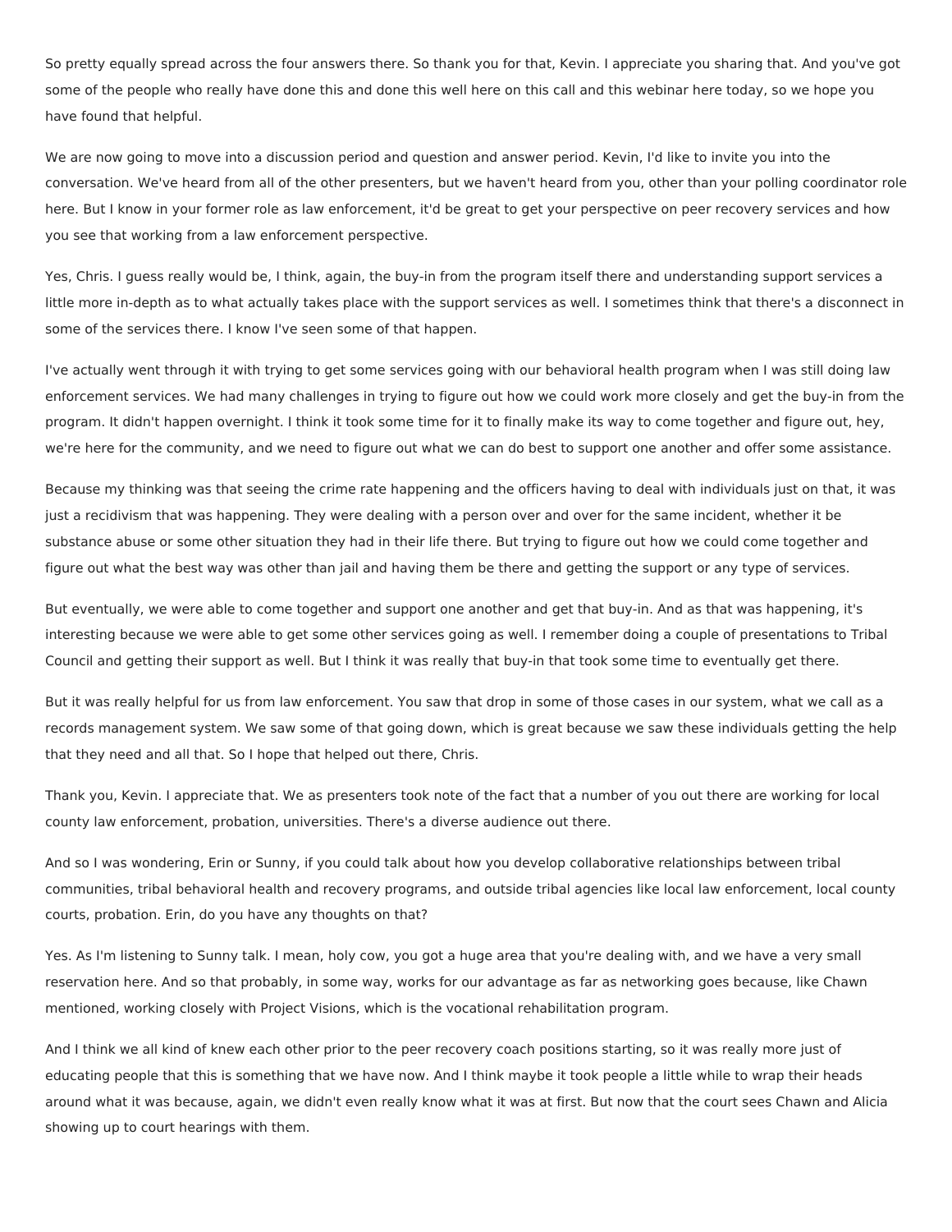So pretty equally spread across the four answers there. So thank you for that, Kevin. I appreciate you sharing that. And you've got some of the people who really have done this and done this well here on this call and this webinar here today, so we hope you have found that helpful.

We are now going to move into a discussion period and question and answer period. Kevin, I'd like to invite you into the conversation. We've heard from all of the other presenters, but we haven't heard from you, other than your polling coordinator role here. But I know in your former role as law enforcement, it'd be great to get your perspective on peer recovery services and how you see that working from a law enforcement perspective.

Yes, Chris. I guess really would be, I think, again, the buy-in from the program itself there and understanding support services a little more in-depth as to what actually takes place with the support services as well. I sometimes think that there's a disconnect in some of the services there. I know I've seen some of that happen.

I've actually went through it with trying to get some services going with our behavioral health program when I was still doing law enforcement services. We had many challenges in trying to figure out how we could work more closely and get the buy-in from the program. It didn't happen overnight. I think it took some time for it to finally make its way to come together and figure out, hey, we're here for the community, and we need to figure out what we can do best to support one another and offer some assistance.

Because my thinking was that seeing the crime rate happening and the officers having to deal with individuals just on that, it was just a recidivism that was happening. They were dealing with a person over and over for the same incident, whether it be substance abuse or some other situation they had in their life there. But trying to figure out how we could come together and figure out what the best way was other than jail and having them be there and getting the support or any type of services.

But eventually, we were able to come together and support one another and get that buy-in. And as that was happening, it's interesting because we were able to get some other services going as well. I remember doing a couple of presentations to Tribal Council and getting their support as well. But I think it was really that buy-in that took some time to eventually get there.

But it was really helpful for us from law enforcement. You saw that drop in some of those cases in our system, what we call as a records management system. We saw some of that going down, which is great because we saw these individuals getting the help that they need and all that. So I hope that helped out there, Chris.

Thank you, Kevin. I appreciate that. We as presenters took note of the fact that a number of you out there are working for local county law enforcement, probation, universities. There's a diverse audience out there.

And so I was wondering, Erin or Sunny, if you could talk about how you develop collaborative relationships between tribal communities, tribal behavioral health and recovery programs, and outside tribal agencies like local law enforcement, local county courts, probation. Erin, do you have any thoughts on that?

Yes. As I'm listening to Sunny talk. I mean, holy cow, you got a huge area that you're dealing with, and we have a very small reservation here. And so that probably, in some way, works for our advantage as far as networking goes because, like Chawn mentioned, working closely with Project Visions, which is the vocational rehabilitation program.

And I think we all kind of knew each other prior to the peer recovery coach positions starting, so it was really more just of educating people that this is something that we have now. And I think maybe it took people a little while to wrap their heads around what it was because, again, we didn't even really know what it was at first. But now that the court sees Chawn and Alicia showing up to court hearings with them.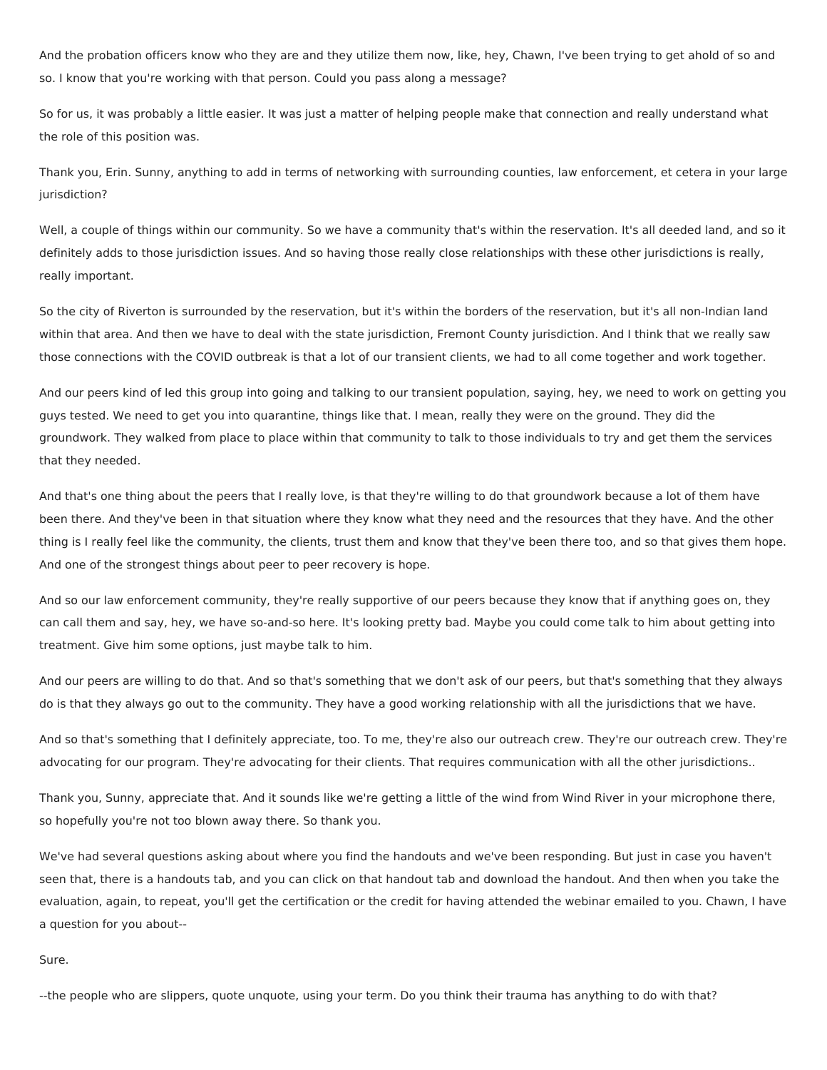And the probation officers know who they are and they utilize them now, like, hey, Chawn, I've been trying to get ahold of so and so. I know that you're working with that person. Could you pass along a message?

So for us, it was probably a little easier. It was just a matter of helping people make that connection and really understand what the role of this position was.

Thank you, Erin. Sunny, anything to add in terms of networking with surrounding counties, law enforcement, et cetera in your large jurisdiction?

Well, a couple of things within our community. So we have a community that's within the reservation. It's all deeded land, and so it definitely adds to those jurisdiction issues. And so having those really close relationships with these other jurisdictions is really, really important.

So the city of Riverton is surrounded by the reservation, but it's within the borders of the reservation, but it's all non-Indian land within that area. And then we have to deal with the state jurisdiction, Fremont County jurisdiction. And I think that we really saw those connections with the COVID outbreak is that a lot of our transient clients, we had to all come together and work together.

And our peers kind of led this group into going and talking to our transient population, saying, hey, we need to work on getting you guys tested. We need to get you into quarantine, things like that. I mean, really they were on the ground. They did the groundwork. They walked from place to place within that community to talk to those individuals to try and get them the services that they needed.

And that's one thing about the peers that I really love, is that they're willing to do that groundwork because a lot of them have been there. And they've been in that situation where they know what they need and the resources that they have. And the other thing is I really feel like the community, the clients, trust them and know that they've been there too, and so that gives them hope. And one of the strongest things about peer to peer recovery is hope.

And so our law enforcement community, they're really supportive of our peers because they know that if anything goes on, they can call them and say, hey, we have so-and-so here. It's looking pretty bad. Maybe you could come talk to him about getting into treatment. Give him some options, just maybe talk to him.

And our peers are willing to do that. And so that's something that we don't ask of our peers, but that's something that they always do is that they always go out to the community. They have a good working relationship with all the jurisdictions that we have.

And so that's something that I definitely appreciate, too. To me, they're also our outreach crew. They're our outreach crew. They're advocating for our program. They're advocating for their clients. That requires communication with all the other jurisdictions..

Thank you, Sunny, appreciate that. And it sounds like we're getting a little of the wind from Wind River in your microphone there, so hopefully you're not too blown away there. So thank you.

We've had several questions asking about where you find the handouts and we've been responding. But just in case you haven't seen that, there is a handouts tab, and you can click on that handout tab and download the handout. And then when you take the evaluation, again, to repeat, you'll get the certification or the credit for having attended the webinar emailed to you. Chawn, I have a question for you about--

Sure.

--the people who are slippers, quote unquote, using your term. Do you think their trauma has anything to do with that?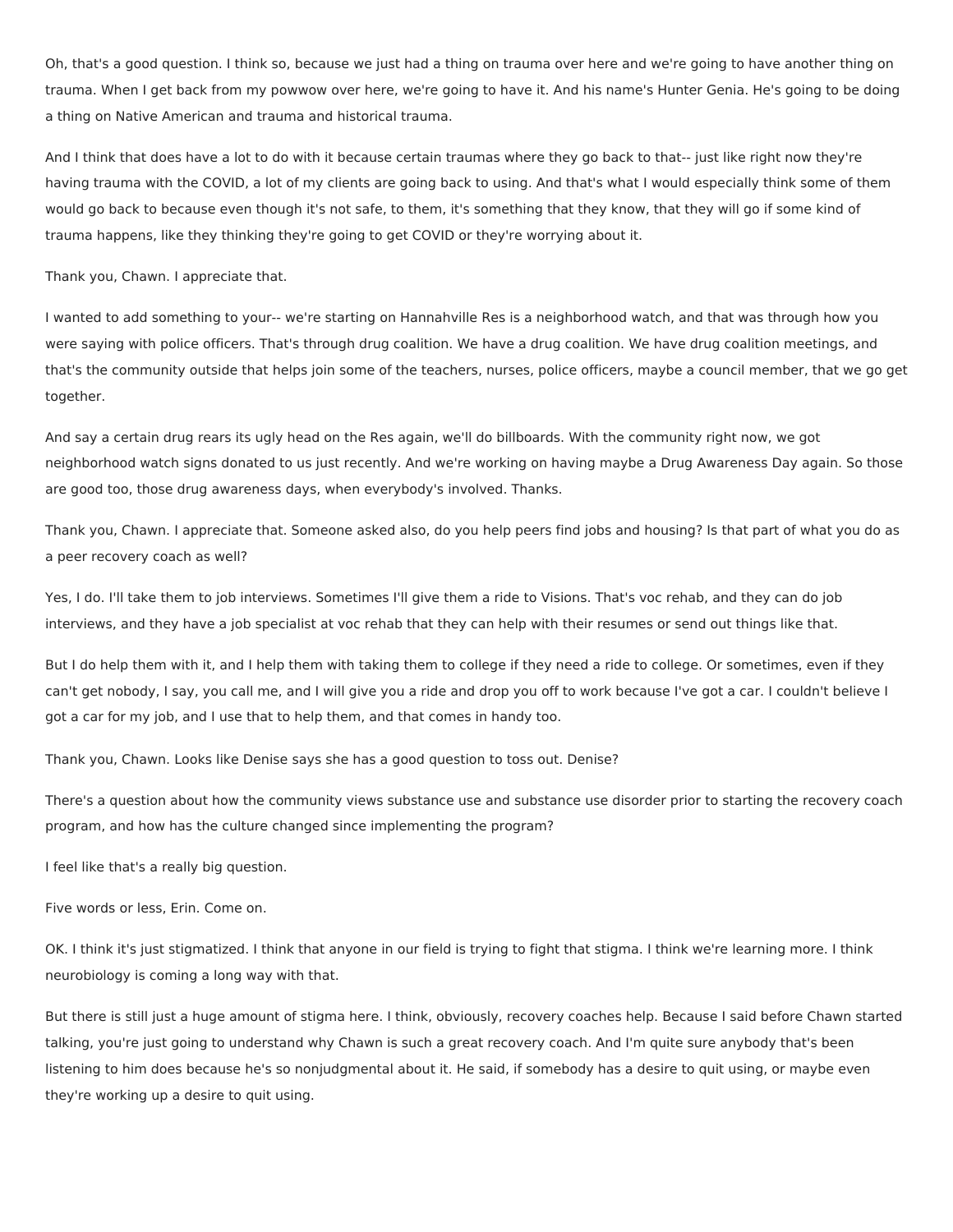Oh, that's a good question. I think so, because we just had a thing on trauma over here and we're going to have another thing on trauma. When I get back from my powwow over here, we're going to have it. And his name's Hunter Genia. He's going to be doing a thing on Native American and trauma and historical trauma.

And I think that does have a lot to do with it because certain traumas where they go back to that-- just like right now they're having trauma with the COVID, a lot of my clients are going back to using. And that's what I would especially think some of them would go back to because even though it's not safe, to them, it's something that they know, that they will go if some kind of trauma happens, like they thinking they're going to get COVID or they're worrying about it.

Thank you, Chawn. I appreciate that.

I wanted to add something to your-- we're starting on Hannahville Res is a neighborhood watch, and that was through how you were saying with police officers. That's through drug coalition. We have a drug coalition. We have drug coalition meetings, and that's the community outside that helps join some of the teachers, nurses, police officers, maybe a council member, that we go get together.

And say a certain drug rears its ugly head on the Res again, we'll do billboards. With the community right now, we got neighborhood watch signs donated to us just recently. And we're working on having maybe a Drug Awareness Day again. So those are good too, those drug awareness days, when everybody's involved. Thanks.

Thank you, Chawn. I appreciate that. Someone asked also, do you help peers find jobs and housing? Is that part of what you do as a peer recovery coach as well?

Yes, I do. I'll take them to job interviews. Sometimes I'll give them a ride to Visions. That's voc rehab, and they can do job interviews, and they have a job specialist at voc rehab that they can help with their resumes or send out things like that.

But I do help them with it, and I help them with taking them to college if they need a ride to college. Or sometimes, even if they can't get nobody, I say, you call me, and I will give you a ride and drop you off to work because I've got a car. I couldn't believe I got a car for my job, and I use that to help them, and that comes in handy too.

Thank you, Chawn. Looks like Denise says she has a good question to toss out. Denise?

There's a question about how the community views substance use and substance use disorder prior to starting the recovery coach program, and how has the culture changed since implementing the program?

I feel like that's a really big question.

Five words or less, Erin. Come on.

OK. I think it's just stigmatized. I think that anyone in our field is trying to fight that stigma. I think we're learning more. I think neurobiology is coming a long way with that.

But there is still just a huge amount of stigma here. I think, obviously, recovery coaches help. Because I said before Chawn started talking, you're just going to understand why Chawn is such a great recovery coach. And I'm quite sure anybody that's been listening to him does because he's so nonjudgmental about it. He said, if somebody has a desire to quit using, or maybe even they're working up a desire to quit using.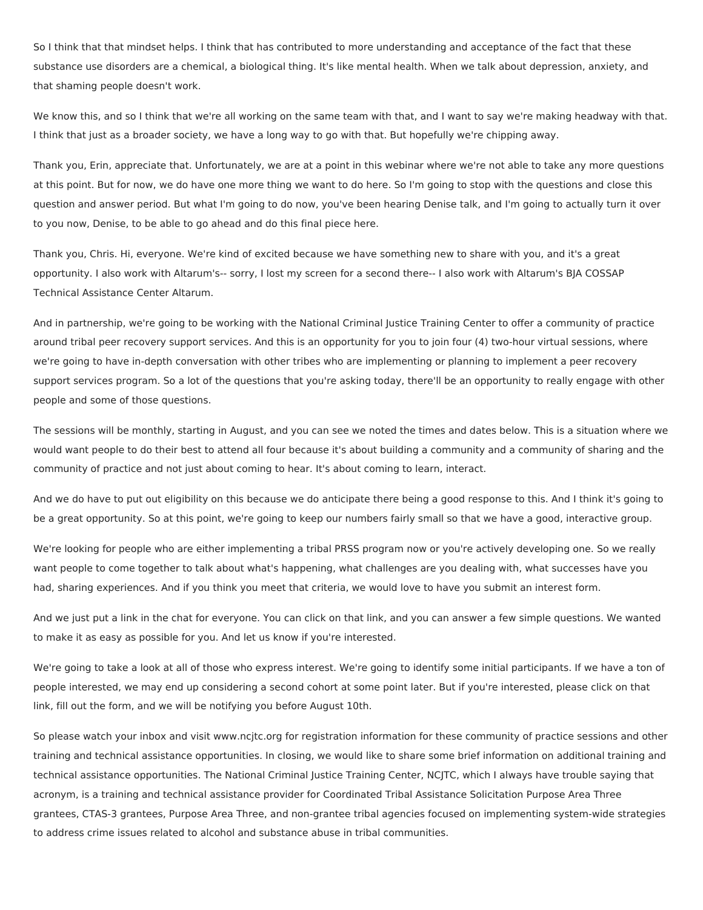So I think that that mindset helps. I think that has contributed to more understanding and acceptance of the fact that these substance use disorders are a chemical, a biological thing. It's like mental health. When we talk about depression, anxiety, and that shaming people doesn't work.

We know this, and so I think that we're all working on the same team with that, and I want to say we're making headway with that. I think that just as a broader society, we have a long way to go with that. But hopefully we're chipping away.

Thank you, Erin, appreciate that. Unfortunately, we are at a point in this webinar where we're not able to take any more questions at this point. But for now, we do have one more thing we want to do here. So I'm going to stop with the questions and close this question and answer period. But what I'm going to do now, you've been hearing Denise talk, and I'm going to actually turn it over to you now, Denise, to be able to go ahead and do this final piece here.

Thank you, Chris. Hi, everyone. We're kind of excited because we have something new to share with you, and it's a great opportunity. I also work with Altarum's-- sorry, I lost my screen for a second there-- I also work with Altarum's BJA COSSAP Technical Assistance Center Altarum.

And in partnership, we're going to be working with the National Criminal Justice Training Center to offer a community of practice around tribal peer recovery support services. And this is an opportunity for you to join four (4) two-hour virtual sessions, where we're going to have in-depth conversation with other tribes who are implementing or planning to implement a peer recovery support services program. So a lot of the questions that you're asking today, there'll be an opportunity to really engage with other people and some of those questions.

The sessions will be monthly, starting in August, and you can see we noted the times and dates below. This is a situation where we would want people to do their best to attend all four because it's about building a community and a community of sharing and the community of practice and not just about coming to hear. It's about coming to learn, interact.

And we do have to put out eligibility on this because we do anticipate there being a good response to this. And I think it's going to be a great opportunity. So at this point, we're going to keep our numbers fairly small so that we have a good, interactive group.

We're looking for people who are either implementing a tribal PRSS program now or you're actively developing one. So we really want people to come together to talk about what's happening, what challenges are you dealing with, what successes have you had, sharing experiences. And if you think you meet that criteria, we would love to have you submit an interest form.

And we just put a link in the chat for everyone. You can click on that link, and you can answer a few simple questions. We wanted to make it as easy as possible for you. And let us know if you're interested.

We're going to take a look at all of those who express interest. We're going to identify some initial participants. If we have a ton of people interested, we may end up considering a second cohort at some point later. But if you're interested, please click on that link, fill out the form, and we will be notifying you before August 10th.

So please watch your inbox and visit www.ncjtc.org for registration information for these community of practice sessions and other training and technical assistance opportunities. In closing, we would like to share some brief information on additional training and technical assistance opportunities. The National Criminal Justice Training Center, NCJTC, which I always have trouble saying that acronym, is a training and technical assistance provider for Coordinated Tribal Assistance Solicitation Purpose Area Three grantees, CTAS-3 grantees, Purpose Area Three, and non-grantee tribal agencies focused on implementing system-wide strategies to address crime issues related to alcohol and substance abuse in tribal communities.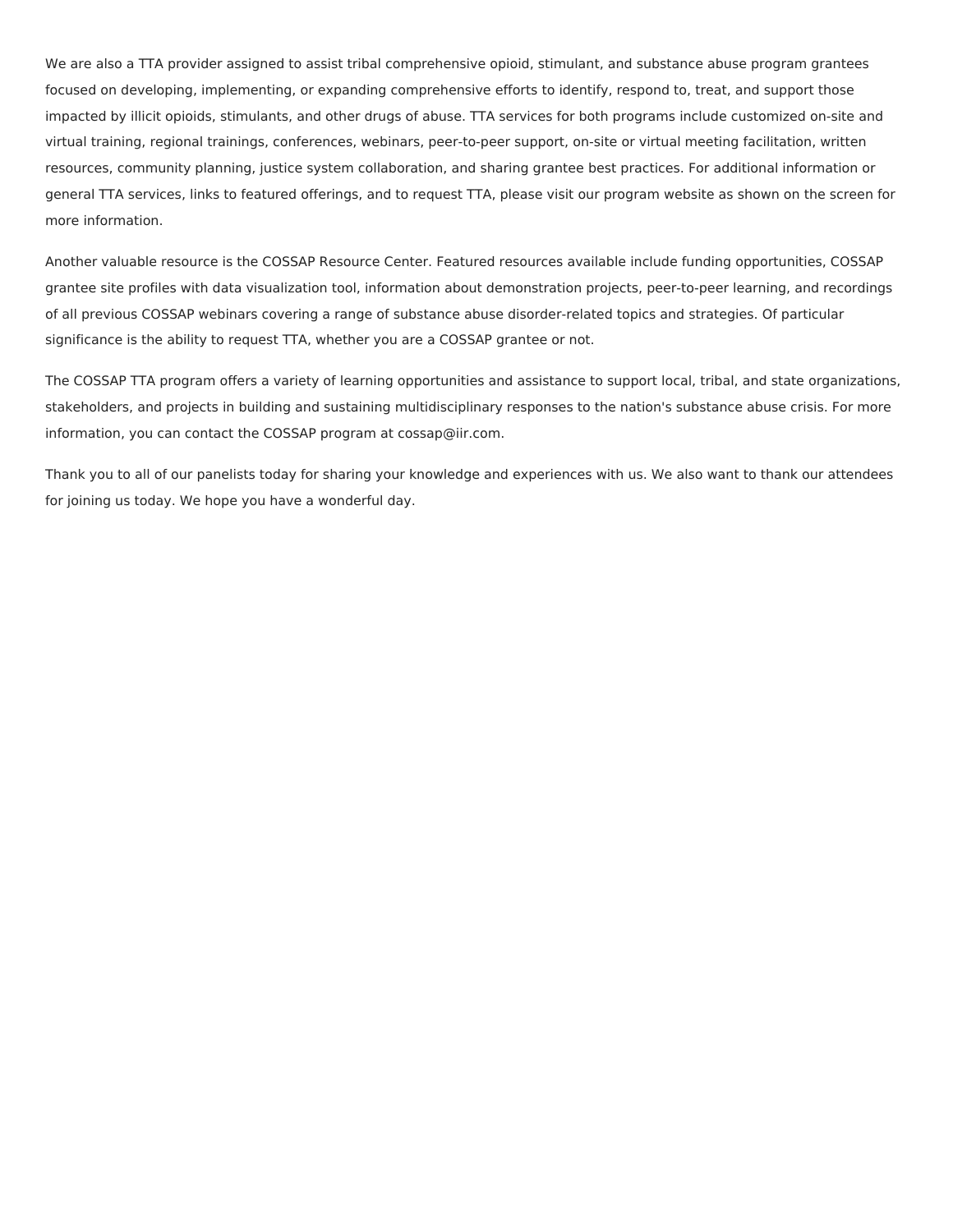We are also a TTA provider assigned to assist tribal comprehensive opioid, stimulant, and substance abuse program grantees focused on developing, implementing, or expanding comprehensive efforts to identify, respond to, treat, and support those impacted by illicit opioids, stimulants, and other drugs of abuse. TTA services for both programs include customized on-site and virtual training, regional trainings, conferences, webinars, peer-to-peer support, on-site or virtual meeting facilitation, written resources, community planning, justice system collaboration, and sharing grantee best practices. For additional information or general TTA services, links to featured offerings, and to request TTA, please visit our program website as shown on the screen for more information.

Another valuable resource is the COSSAP Resource Center. Featured resources available include funding opportunities, COSSAP grantee site profiles with data visualization tool, information about demonstration projects, peer-to-peer learning, and recordings of all previous COSSAP webinars covering a range of substance abuse disorder-related topics and strategies. Of particular significance is the ability to request TTA, whether you are a COSSAP grantee or not.

The COSSAP TTA program offers a variety of learning opportunities and assistance to support local, tribal, and state organizations, stakeholders, and projects in building and sustaining multidisciplinary responses to the nation's substance abuse crisis. For more information, you can contact the COSSAP program at cossap@iir.com.

Thank you to all of our panelists today for sharing your knowledge and experiences with us. We also want to thank our attendees for joining us today. We hope you have a wonderful day.